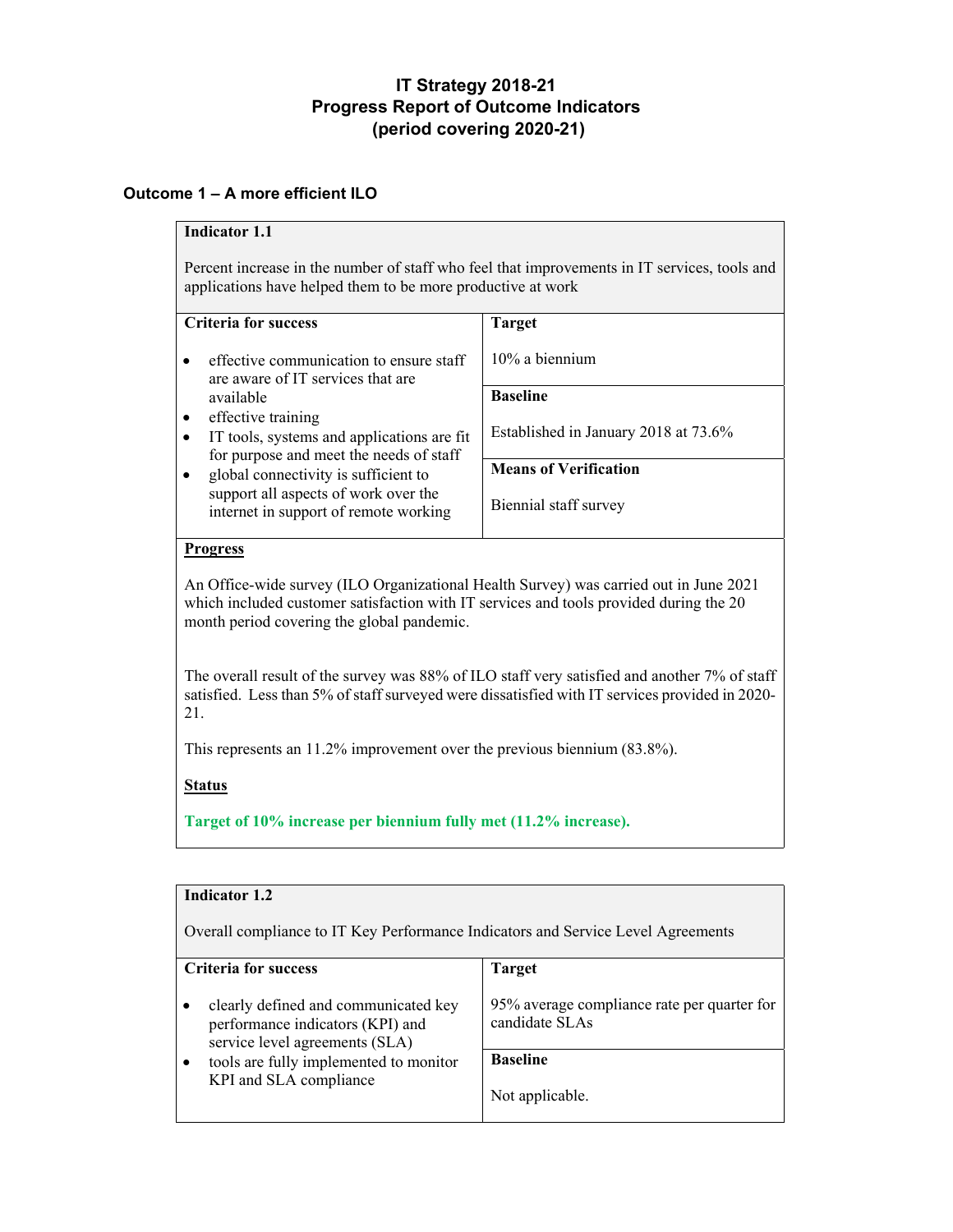# IT Strategy 2018-21
# Progress Report of Outcome Indicators
# (period covering 2020-21)

## Outcome 1 – A more efficient ILO

### Indicator 1.1

Percent increase in the number of staff who feel that improvements in IT services, tools and applications have helped them to be more productive at work

| Criteria for success | |
|---|---|
| <ul><li>effective communication to ensure staff are aware of IT services that are available</li><li>effective training</li><li>IT tools, systems and applications are fit for purpose and meet the needs of staff</li><li>global connectivity is sufficient to support all aspects of work over the internet in support of remote working</li></ul> | **Target**<br><br>10% a biennium<br><br>**Baseline**<br><br>Established in January 2018 at 73.6%<br><br>**Means of Verification**<br><br>Biennial staff survey |

**Progress**

An Office-wide survey (ILO Organizational Health Survey) was carried out in June 2021 which included customer satisfaction with IT services and tools provided during the 20 month period covering the global pandemic.

The overall result of the survey was 88% of ILO staff very satisfied and another 7% of staff satisfied. Less than 5% of staff surveyed were dissatisfied with IT services provided in 2020-21.

This represents an 11.2% improvement over the previous biennium (83.8%).

**Status**

**Target of 10% increase per biennium fully met (11.2% increase).**

### Indicator 1.2

Overall compliance to IT Key Performance Indicators and Service Level Agreements

| Criteria for success | |
|---|---|
| <ul><li>clearly defined and communicated key performance indicators (KPI) and service level agreements (SLA)</li><li>tools are fully implemented to monitor KPI and SLA compliance</li></ul> | **Target**<br><br>95% average compliance rate per quarter for candidate SLAs<br><br>**Baseline**<br><br>Not applicable. |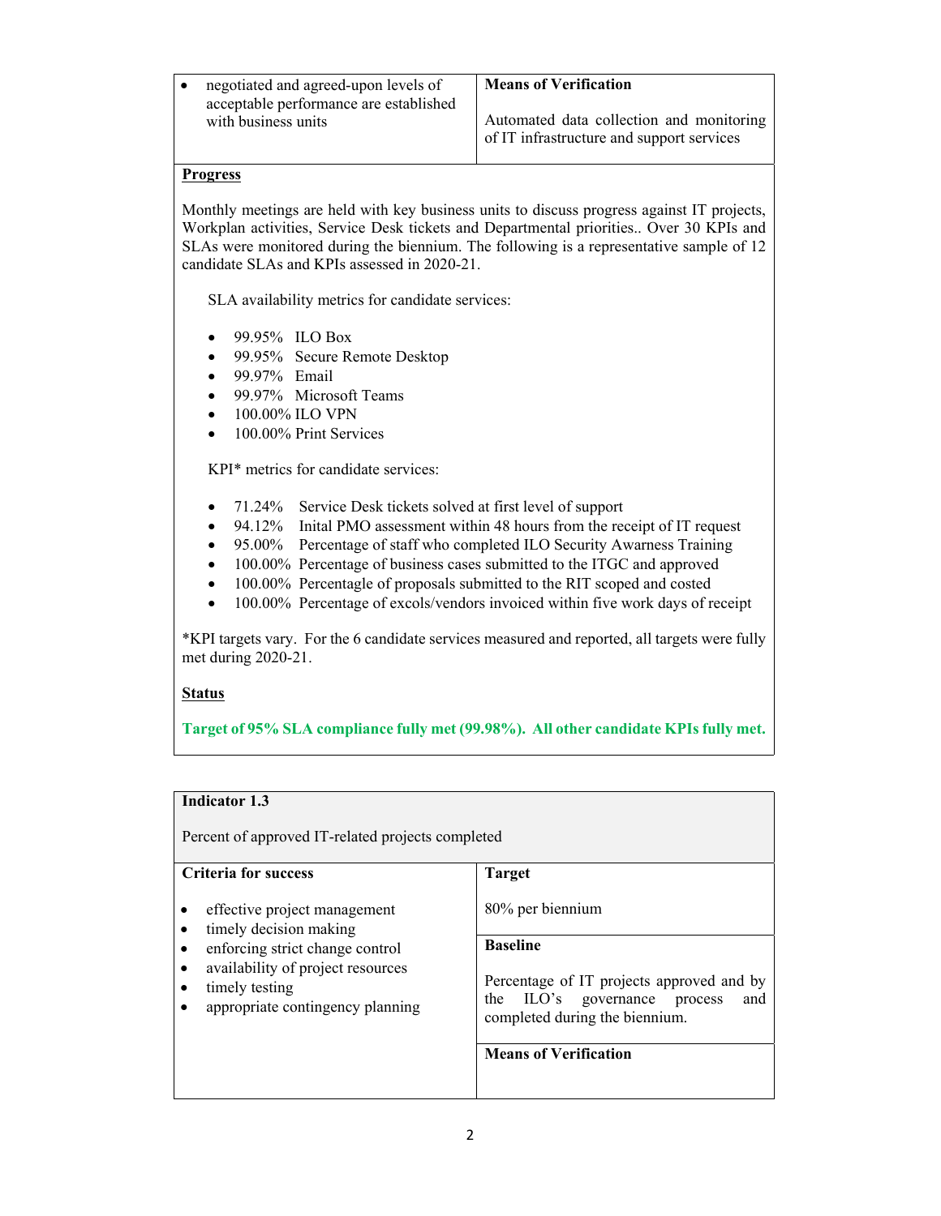| | |
|---|---|
| • negotiated and agreed-upon levels of acceptable performance are established with business units | **Means of Verification**<br><br>Automated data collection and monitoring of IT infrastructure and support services |

**Progress**

Monthly meetings are held with key business units to discuss progress against IT projects, Workplan activities, Service Desk tickets and Departmental priorities.. Over 30 KPIs and SLAs were monitored during the biennium. The following is a representative sample of 12 candidate SLAs and KPIs assessed in 2020-21.

SLA availability metrics for candidate services:

- 99.95% ILO Box
- 99.95% Secure Remote Desktop
- 99.97% Email
- 99.97% Microsoft Teams
- 100.00% ILO VPN
- 100.00% Print Services

KPI* metrics for candidate services:

- 71.24% Service Desk tickets solved at first level of support
- 94.12% Inital PMO assessment within 48 hours from the receipt of IT request
- 95.00% Percentage of staff who completed ILO Security Awarness Training
- 100.00% Percentage of business cases submitted to the ITGC and approved
- 100.00% Percentagle of proposals submitted to the RIT scoped and costed
- 100.00% Percentage of excols/vendors invoiced within five work days of receipt

*KPI targets vary. For the 6 candidate services measured and reported, all targets were fully met during 2020-21.

**Status**

**Target of 95% SLA compliance fully met (99.98%). All other candidate KPIs fully met.**

**Indicator 1.3**

Percent of approved IT-related projects completed

| **Criteria for success** | |
|---|---|
| • effective project management<br>• timely decision making<br>• enforcing strict change control<br>• availability of project resources<br>• timely testing<br>• appropriate contingency planning | **Target**<br><br>80% per biennium<br><br>**Baseline**<br><br>Percentage of IT projects approved and by the ILO's governance process and completed during the biennium.<br><br>**Means of Verification** |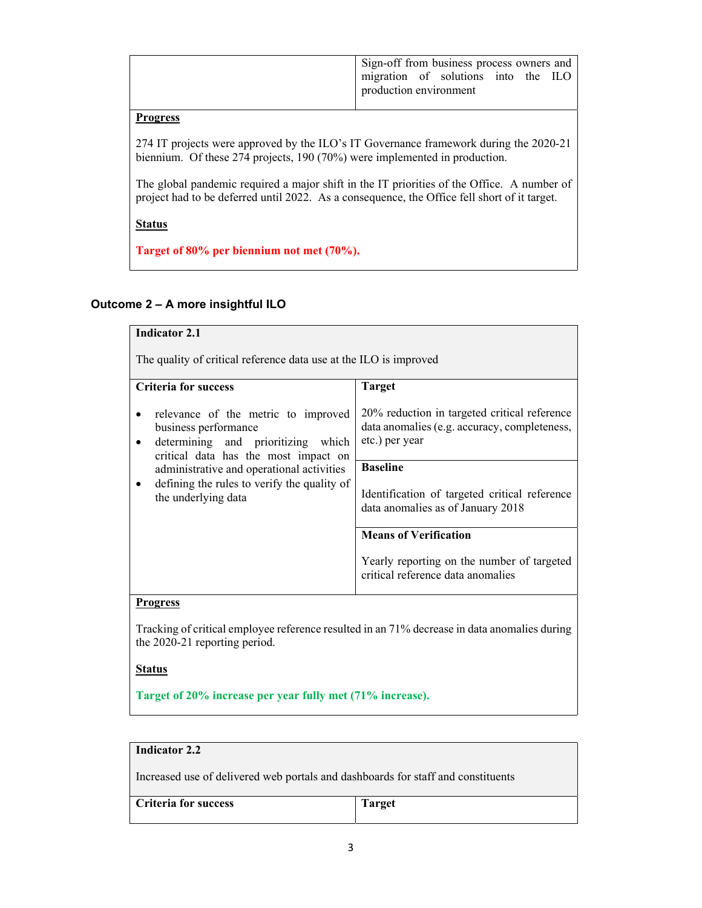| | |
|---|---|
| | Sign-off from business process owners and migration of solutions into the ILO production environment |

**Progress**

274 IT projects were approved by the ILO's IT Governance framework during the 2020-21 biennium. Of these 274 projects, 190 (70%) were implemented in production.

The global pandemic required a major shift in the IT priorities of the Office. A number of project had to be deferred until 2022. As a consequence, the Office fell short of it target.

**Status**

**Target of 80% per biennium not met (70%).**

## Outcome 2 – A more insightful ILO

**Indicator 2.1**

The quality of critical reference data use at the ILO is improved

| Criteria for success | Target |
|---|---|
| • relevance of the metric to improved business performance<br>• determining and prioritizing which critical data has the most impact on administrative and operational activities<br>• defining the rules to verify the quality of the underlying data | **Target**<br><br>20% reduction in targeted critical reference data anomalies (e.g. accuracy, completeness, etc.) per year<br><br>**Baseline**<br><br>Identification of targeted critical reference data anomalies as of January 2018<br><br>**Means of Verification**<br><br>Yearly reporting on the number of targeted critical reference data anomalies |

**Progress**

Tracking of critical employee reference resulted in an 71% decrease in data anomalies during the 2020-21 reporting period.

**Status**

**Target of 20% increase per year fully met (71% increase).**

**Indicator 2.2**

Increased use of delivered web portals and dashboards for staff and constituents

| Criteria for success | Target |
|---|---|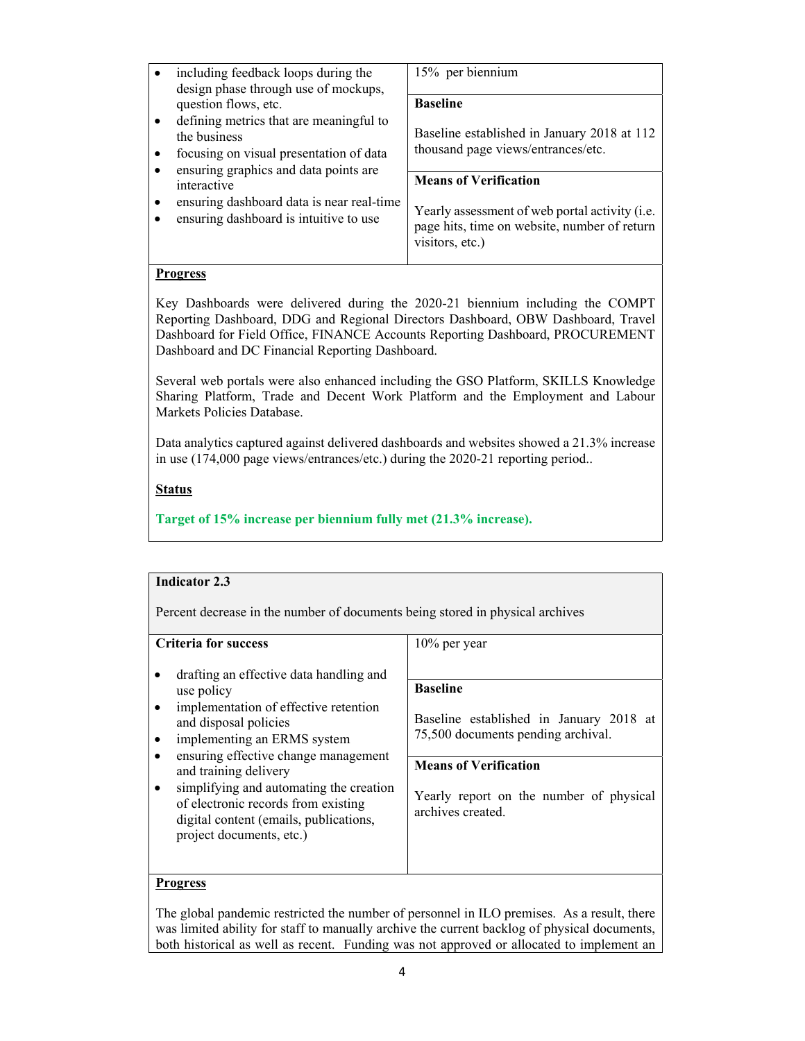| | |
|---|---|
| • including feedback loops during the design phase through use of mockups, question flows, etc.<br>• defining metrics that are meaningful to the business<br>• focusing on visual presentation of data<br>• ensuring graphics and data points are interactive<br>• ensuring dashboard data is near real-time<br>• ensuring dashboard is intuitive to use | 15% per biennium<br><br>**Baseline**<br><br>Baseline established in January 2018 at 112 thousand page views/entrances/etc.<br><br>**Means of Verification**<br><br>Yearly assessment of web portal activity (i.e. page hits, time on website, number of return visitors, etc.) |

**Progress**

Key Dashboards were delivered during the 2020-21 biennium including the COMPT Reporting Dashboard, DDG and Regional Directors Dashboard, OBW Dashboard, Travel Dashboard for Field Office, FINANCE Accounts Reporting Dashboard, PROCUREMENT Dashboard and DC Financial Reporting Dashboard.

Several web portals were also enhanced including the GSO Platform, SKILLS Knowledge Sharing Platform, Trade and Decent Work Platform and the Employment and Labour Markets Policies Database.

Data analytics captured against delivered dashboards and websites showed a 21.3% increase in use (174,000 page views/entrances/etc.) during the 2020-21 reporting period..

**Status**

**Target of 15% increase per biennium fully met (21.3% increase).**

**Indicator 2.3**

Percent decrease in the number of documents being stored in physical archives

| **Criteria for success** | 10% per year |
|---|---|
| • drafting an effective data handling and use policy<br>• implementation of effective retention and disposal policies<br>• implementing an ERMS system<br>• ensuring effective change management and training delivery<br>• simplifying and automating the creation of electronic records from existing digital content (emails, publications, project documents, etc.) | **Baseline**<br><br>Baseline established in January 2018 at 75,500 documents pending archival.<br><br>**Means of Verification**<br><br>Yearly report on the number of physical archives created. |

**Progress**

The global pandemic restricted the number of personnel in ILO premises. As a result, there was limited ability for staff to manually archive the current backlog of physical documents, both historical as well as recent. Funding was not approved or allocated to implement an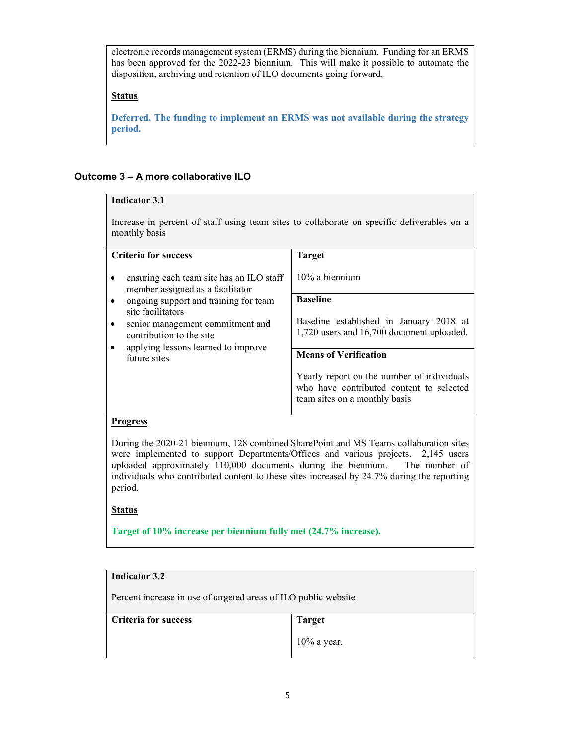electronic records management system (ERMS) during the biennium. Funding for an ERMS has been approved for the 2022-23 biennium. This will make it possible to automate the disposition, archiving and retention of ILO documents going forward.

**Status**

**Deferred. The funding to implement an ERMS was not available during the strategy period.**

### Outcome 3 – A more collaborative ILO

| **Indicator 3.1**<br><br>Increase in percent of staff using team sites to collaborate on specific deliverables on a monthly basis | |
|---|---|
| **Criteria for success**<br><br>• ensuring each team site has an ILO staff member assigned as a facilitator<br>• ongoing support and training for team site facilitators<br>• senior management commitment and contribution to the site<br>• applying lessons learned to improve future sites | **Target**<br><br>10% a biennium<br><br>**Baseline**<br><br>Baseline established in January 2018 at 1,720 users and 16,700 document uploaded.<br><br>**Means of Verification**<br><br>Yearly report on the number of individuals who have contributed content to selected team sites on a monthly basis |
| **Progress**<br><br>During the 2020-21 biennium, 128 combined SharePoint and MS Teams collaboration sites were implemented to support Departments/Offices and various projects. 2,145 users uploaded approximately 110,000 documents during the biennium. The number of individuals who contributed content to these sites increased by 24.7% during the reporting period.<br><br>**Status**<br><br>**Target of 10% increase per biennium fully met (24.7% increase).** | |

| **Indicator 3.2**<br><br>Percent increase in use of targeted areas of ILO public website | |
|---|---|
| **Criteria for success** | **Target**<br><br>10% a year. |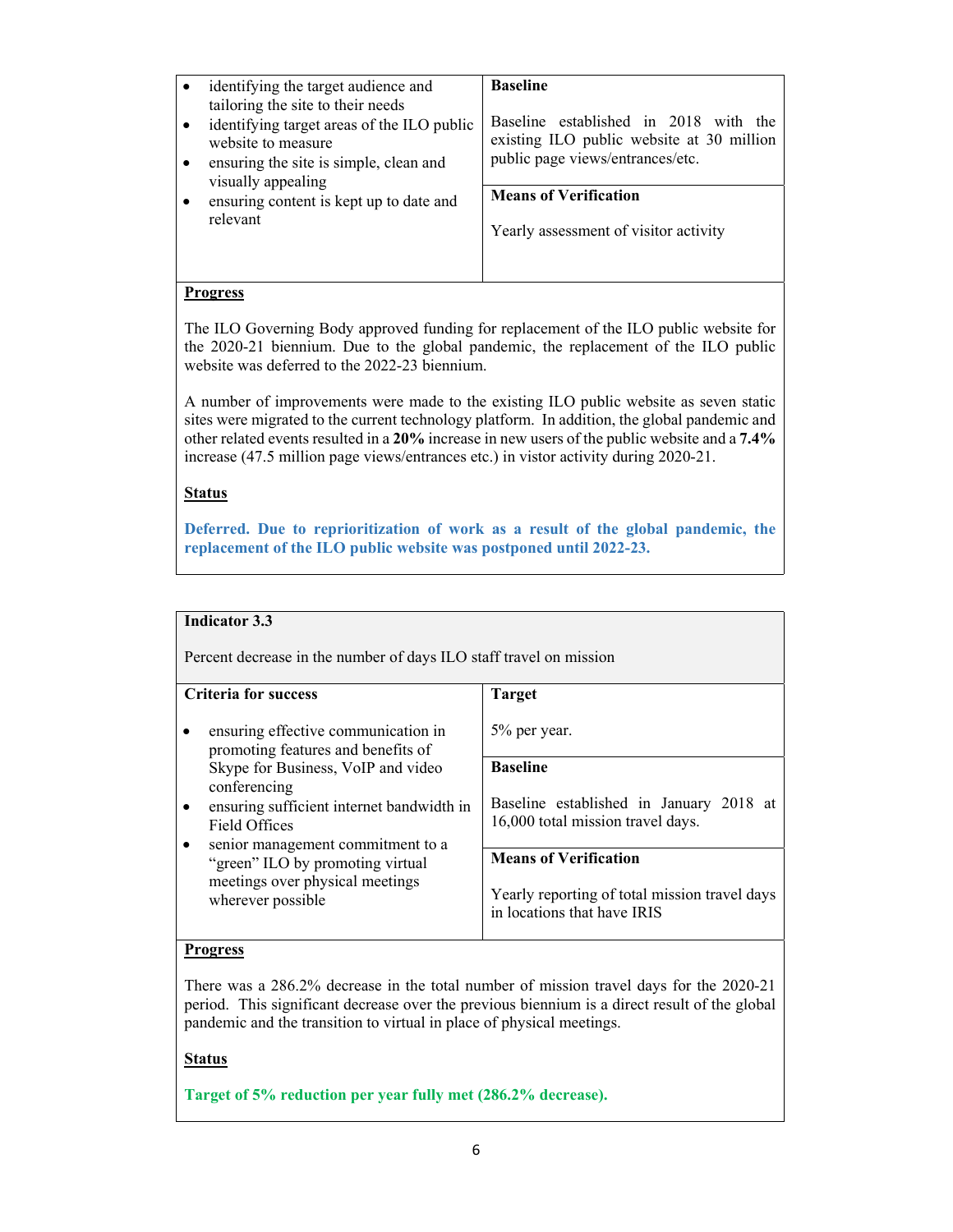| | |
|---|---|
| • identifying the target audience and tailoring the site to their needs<br>• identifying target areas of the ILO public website to measure<br>• ensuring the site is simple, clean and visually appealing<br>• ensuring content is kept up to date and relevant | **Baseline**<br><br>Baseline established in 2018 with the existing ILO public website at 30 million public page views/entrances/etc.<br><br>**Means of Verification**<br><br>Yearly assessment of visitor activity |

**Progress**

The ILO Governing Body approved funding for replacement of the ILO public website for the 2020-21 biennium. Due to the global pandemic, the replacement of the ILO public website was deferred to the 2022-23 biennium.

A number of improvements were made to the existing ILO public website as seven static sites were migrated to the current technology platform. In addition, the global pandemic and other related events resulted in a **20%** increase in new users of the public website and a **7.4%** increase (47.5 million page views/entrances etc.) in vistor activity during 2020-21.

**Status**

**Deferred. Due to reprioritization of work as a result of the global pandemic, the replacement of the ILO public website was postponed until 2022-23.**

**Indicator 3.3**

Percent decrease in the number of days ILO staff travel on mission

| **Criteria for success** | |
|---|---|
| • ensuring effective communication in promoting features and benefits of Skype for Business, VoIP and video conferencing<br>• ensuring sufficient internet bandwidth in Field Offices<br>• senior management commitment to a "green" ILO by promoting virtual meetings over physical meetings wherever possible | **Target**<br><br>5% per year.<br><br>**Baseline**<br><br>Baseline established in January 2018 at 16,000 total mission travel days.<br><br>**Means of Verification**<br><br>Yearly reporting of total mission travel days in locations that have IRIS |

**Progress**

There was a 286.2% decrease in the total number of mission travel days for the 2020-21 period. This significant decrease over the previous biennium is a direct result of the global pandemic and the transition to virtual in place of physical meetings.

**Status**

**Target of 5% reduction per year fully met (286.2% decrease).**